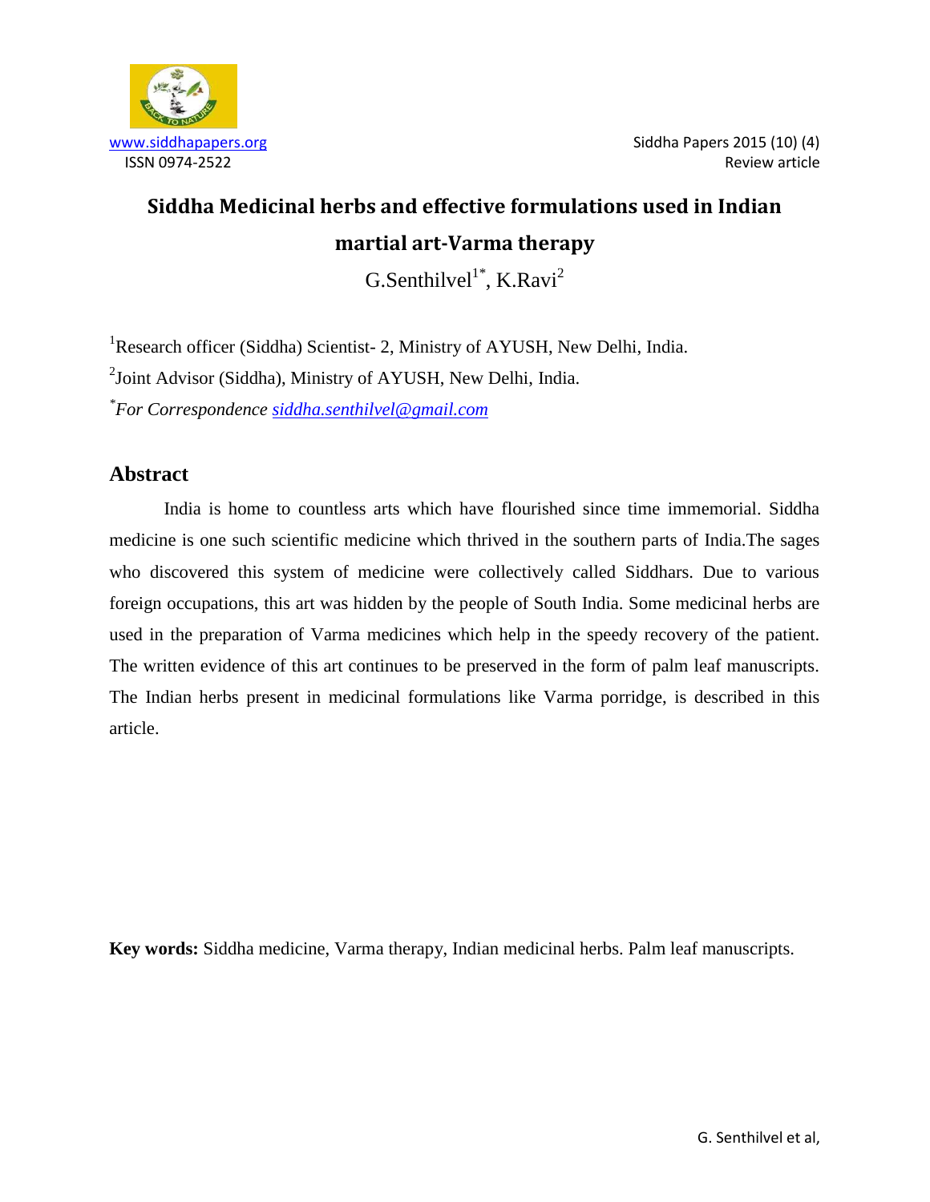# Siddha Medicinal herbs and effective formulations used in Indian martial art-Varma therapy

G.Senthilvel[1*], K.Ravi[2]

[1]Research officer (Siddha) Scientist- 2, Ministry of AYUSH, New Delhi, India.

[2]Joint Advisor (Siddha), Ministry of AYUSH, New Delhi, India.

[*]*For Correspondence* siddha.senthilvel@gmail.com

## Abstract

India is home to countless arts which have flourished since time immemorial. Siddha medicine is one such scientific medicine which thrived in the southern parts of India.The sages who discovered this system of medicine were collectively called Siddhars. Due to various foreign occupations, this art was hidden by the people of South India. Some medicinal herbs are used in the preparation of Varma medicines which help in the speedy recovery of the patient. The written evidence of this art continues to be preserved in the form of palm leaf manuscripts. The Indian herbs present in medicinal formulations like Varma porridge, is described in this article.

**Key words:** Siddha medicine, Varma therapy, Indian medicinal herbs. Palm leaf manuscripts.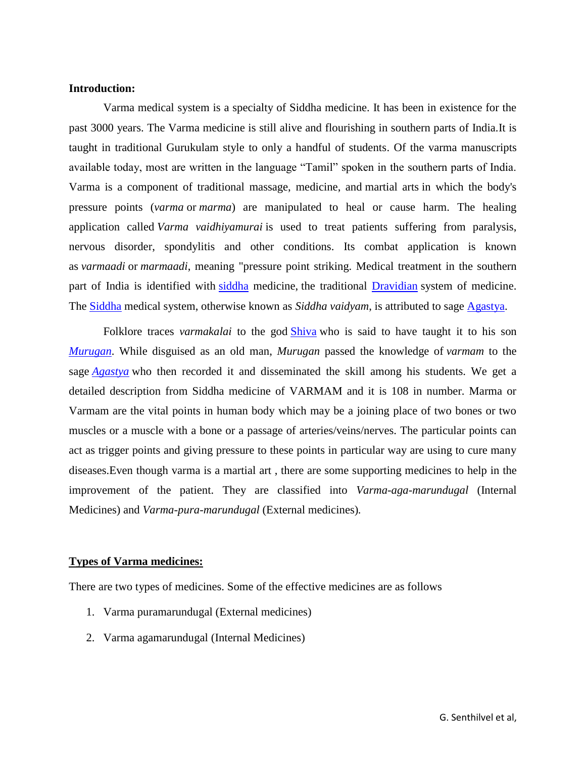**Introduction:**

Varma medical system is a specialty of Siddha medicine. It has been in existence for the past 3000 years. The Varma medicine is still alive and flourishing in southern parts of India.It is taught in traditional Gurukulam style to only a handful of students. Of the varma manuscripts available today, most are written in the language "Tamil" spoken in the southern parts of India. Varma is a component of traditional massage, medicine, and martial arts in which the body's pressure points (*varma* or *marma*) are manipulated to heal or cause harm. The healing application called *Varma vaidhiyamurai* is used to treat patients suffering from paralysis, nervous disorder, spondylitis and other conditions. Its combat application is known as *varmaadi* or *marmaadi*, meaning "pressure point striking. Medical treatment in the southern part of India is identified with siddha medicine, the traditional Dravidian system of medicine. The Siddha medical system, otherwise known as *Siddha vaidyam*, is attributed to sage Agastya.

Folklore traces *varmakalai* to the god Shiva who is said to have taught it to his son *Murugan*. While disguised as an old man, *Murugan* passed the knowledge of *varmam* to the sage *Agastya* who then recorded it and disseminated the skill among his students. We get a detailed description from Siddha medicine of VARMAM and it is 108 in number. Marma or Varmam are the vital points in human body which may be a joining place of two bones or two muscles or a muscle with a bone or a passage of arteries/veins/nerves. The particular points can act as trigger points and giving pressure to these points in particular way are using to cure many diseases.Even though varma is a martial art , there are some supporting medicines to help in the improvement of the patient. They are classified into *Varma-aga-marundugal* (Internal Medicines) and *Varma-pura-marundugal* (External medicines).

**Types of Varma medicines:**

There are two types of medicines. Some of the effective medicines are as follows

1. Varma puramarundugal (External medicines)
2. Varma agamarundugal (Internal Medicines)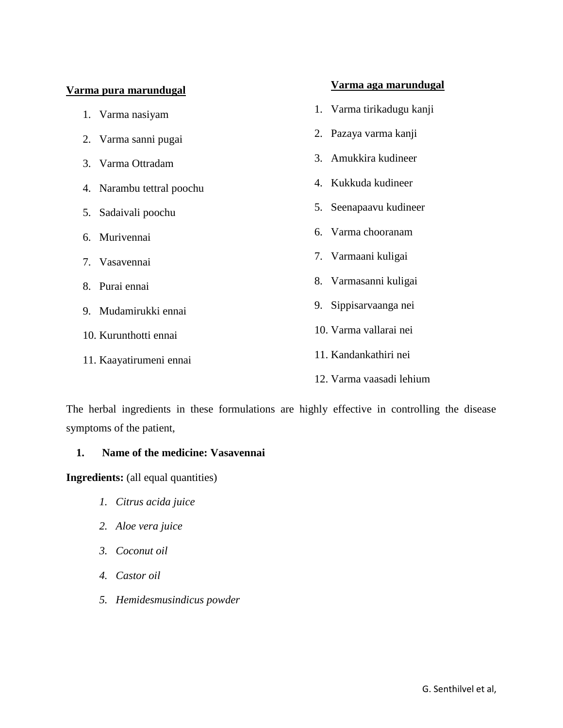**Varma pura marundugal**

1. Varma nasiyam
2. Varma sanni pugai
3. Varma Ottradam
4. Narambu tettral poochu
5. Sadaivali poochu
6. Murivennai
7. Vasavennai
8. Purai ennai
9. Mudamirukki ennai
10. Kurunthotti ennai
11. Kaayatirumeni ennai

**Varma aga marundugal**

1. Varma tirikadugu kanji
2. Pazaya varma kanji
3. Amukkira kudineer
4. Kukkuda kudineer
5. Seenapaavu kudineer
6. Varma chooranam
7. Varmaani kuligai
8. Varmasanni kuligai
9. Sippisarvaanga nei
10. Varma vallarai nei
11. Kandankathiri nei
12. Varma vaasadi lehium

The herbal ingredients in these formulations are highly effective in controlling the disease symptoms of the patient,

**1. Name of the medicine: Vasavennai**

**Ingredients:** (all equal quantities)

1. *Citrus acida juice*
2. *Aloe vera juice*
3. *Coconut oil*
4. *Castor oil*
5. *Hemidesmusindicus powder*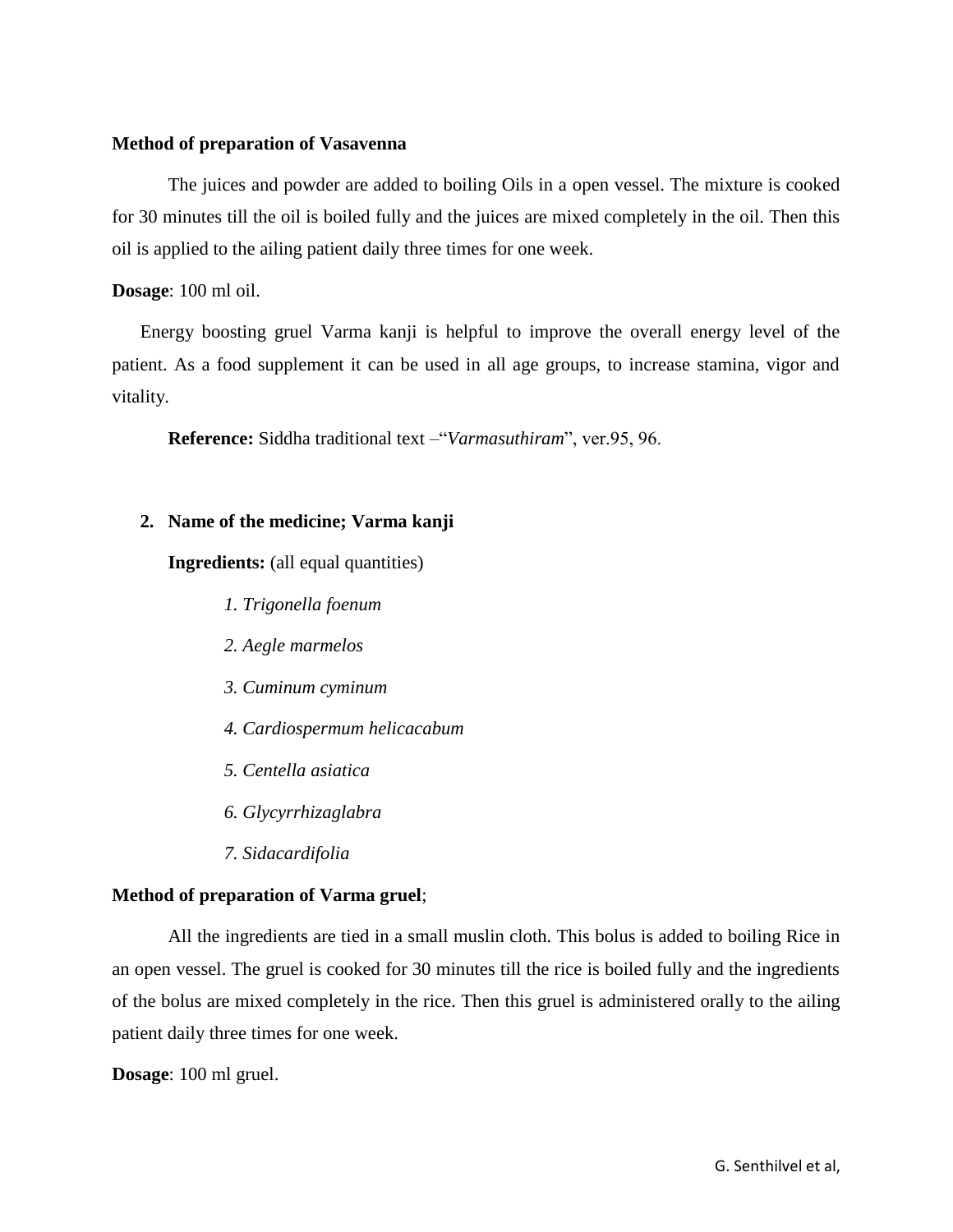**Method of preparation of Vasavenna**

The juices and powder are added to boiling Oils in a open vessel. The mixture is cooked for 30 minutes till the oil is boiled fully and the juices are mixed completely in the oil. Then this oil is applied to the ailing patient daily three times for one week.

**Dosage**: 100 ml oil.

Energy boosting gruel Varma kanji is helpful to improve the overall energy level of the patient. As a food supplement it can be used in all age groups, to increase stamina, vigor and vitality.

**Reference:** Siddha traditional text –"*Varmasuthiram*", ver.95, 96.

2. **Name of the medicine; Varma kanji**

**Ingredients:** (all equal quantities)

*1. Trigonella foenum*

*2. Aegle marmelos*

*3. Cuminum cyminum*

*4. Cardiospermum helicacabum*

*5. Centella asiatica*

*6. Glycyrrhizaglabra*

*7. Sidacardifolia*

**Method of preparation of Varma gruel**;

All the ingredients are tied in a small muslin cloth. This bolus is added to boiling Rice in an open vessel. The gruel is cooked for 30 minutes till the rice is boiled fully and the ingredients of the bolus are mixed completely in the rice. Then this gruel is administered orally to the ailing patient daily three times for one week.

**Dosage**: 100 ml gruel.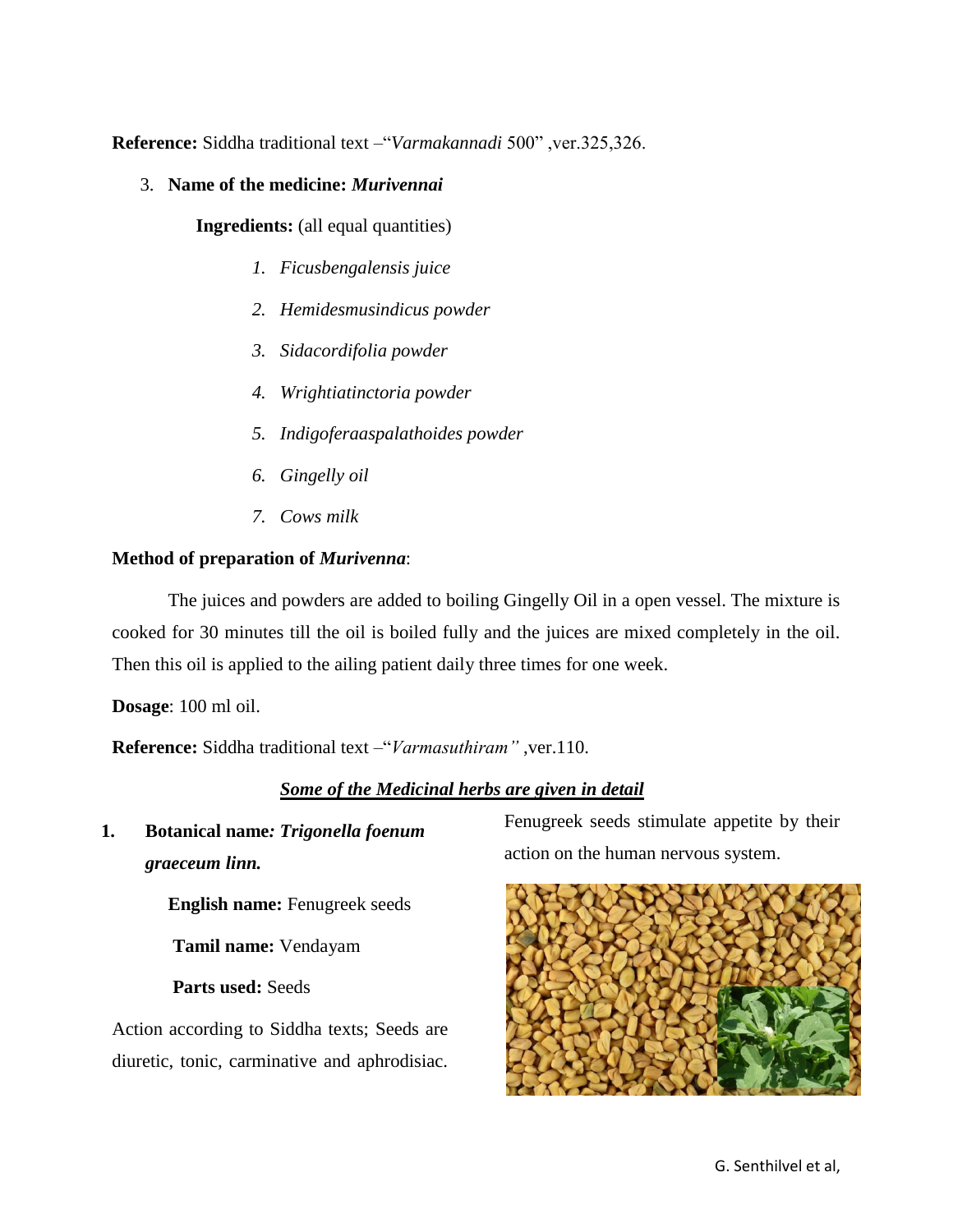**Reference:** Siddha traditional text –"*Varmakannadi* 500" ,ver.325,326.

3. **Name of the medicine:** ***Murivennai***

   **Ingredients:** (all equal quantities)

   1. *Ficusbengalensis juice*
   2. *Hemidesmusindicus powder*
   3. *Sidacordifolia powder*
   4. *Wrightiatinctoria powder*
   5. *Indigoferaaspalathoides powder*
   6. *Gingelly oil*
   7. *Cows milk*

**Method of preparation of *Murivenna*:**

The juices and powders are added to boiling Gingelly Oil in a open vessel. The mixture is cooked for 30 minutes till the oil is boiled fully and the juices are mixed completely in the oil. Then this oil is applied to the ailing patient daily three times for one week.

**Dosage**: 100 ml oil.

**Reference:** Siddha traditional text –"*Varmasuthiram"* ,ver.110.

***Some of the Medicinal herbs are given in detail***

1. **Botanical name*: Trigonella foenum graeceum linn.***

   **English name:** Fenugreek seeds

   **Tamil name:** Vendayam

   **Parts used:** Seeds

Action according to Siddha texts; Seeds are diuretic, tonic, carminative and aphrodisiac. Fenugreek seeds stimulate appetite by their action on the human nervous system.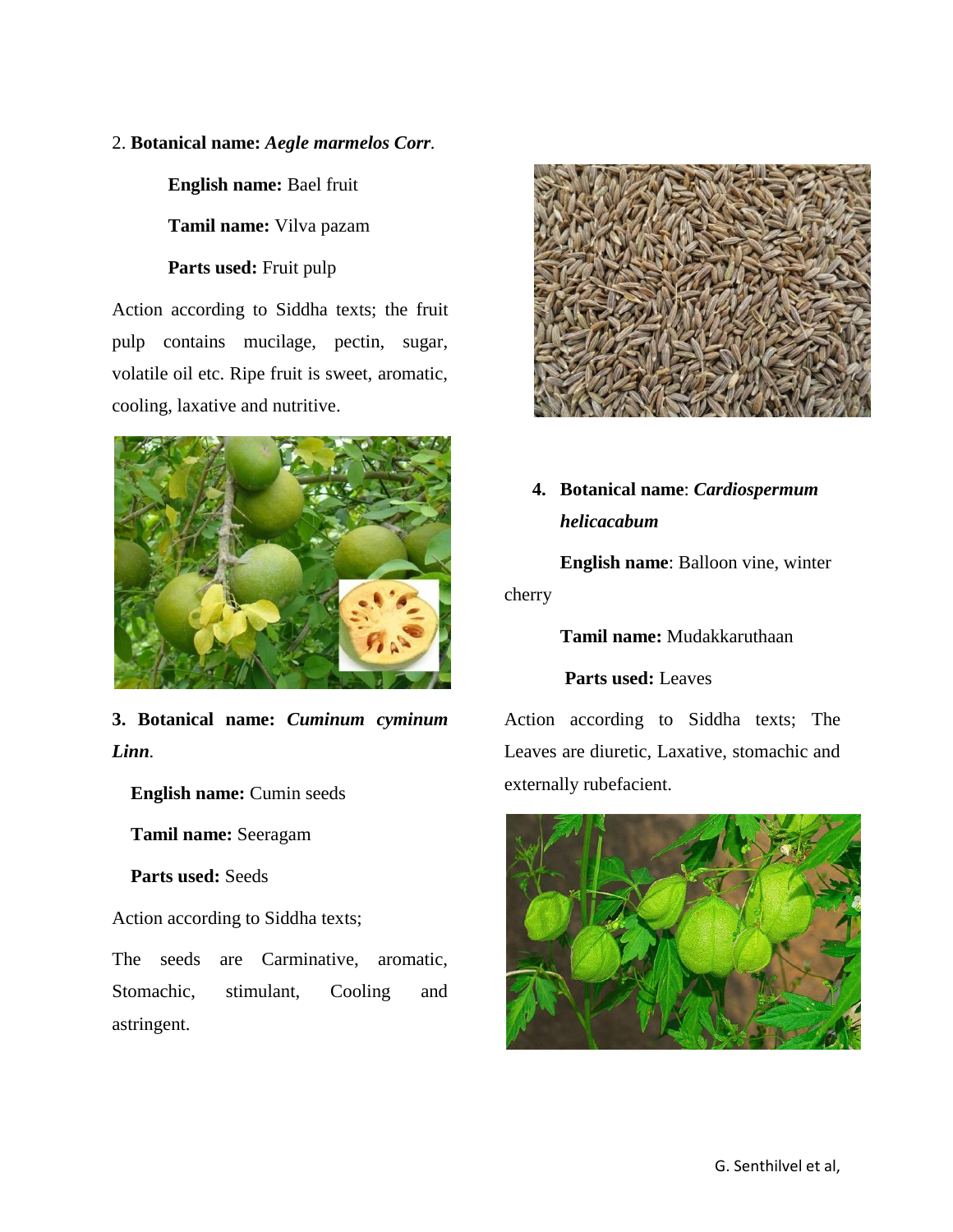2. **Botanical name:** ***Aegle marmelos Corr***.

**English name:** Bael fruit

**Tamil name:** Vilva pazam

**Parts used:** Fruit pulp

Action according to Siddha texts; the fruit pulp contains mucilage, pectin, sugar, volatile oil etc. Ripe fruit is sweet, aromatic, cooling, laxative and nutritive.

3. **Botanical name:** ***Cuminum cyminum Linn***.

**English name:** Cumin seeds

**Tamil name:** Seeragam

**Parts used:** Seeds

Action according to Siddha texts;

The seeds are Carminative, aromatic, Stomachic, stimulant, Cooling and astringent.

4. **Botanical name**: ***Cardiospermum helicacabum***

**English name**: Balloon vine, winter cherry

**Tamil name:** Mudakkaruthaan

**Parts used:** Leaves

Action according to Siddha texts; The Leaves are diuretic, Laxative, stomachic and externally rubefacient.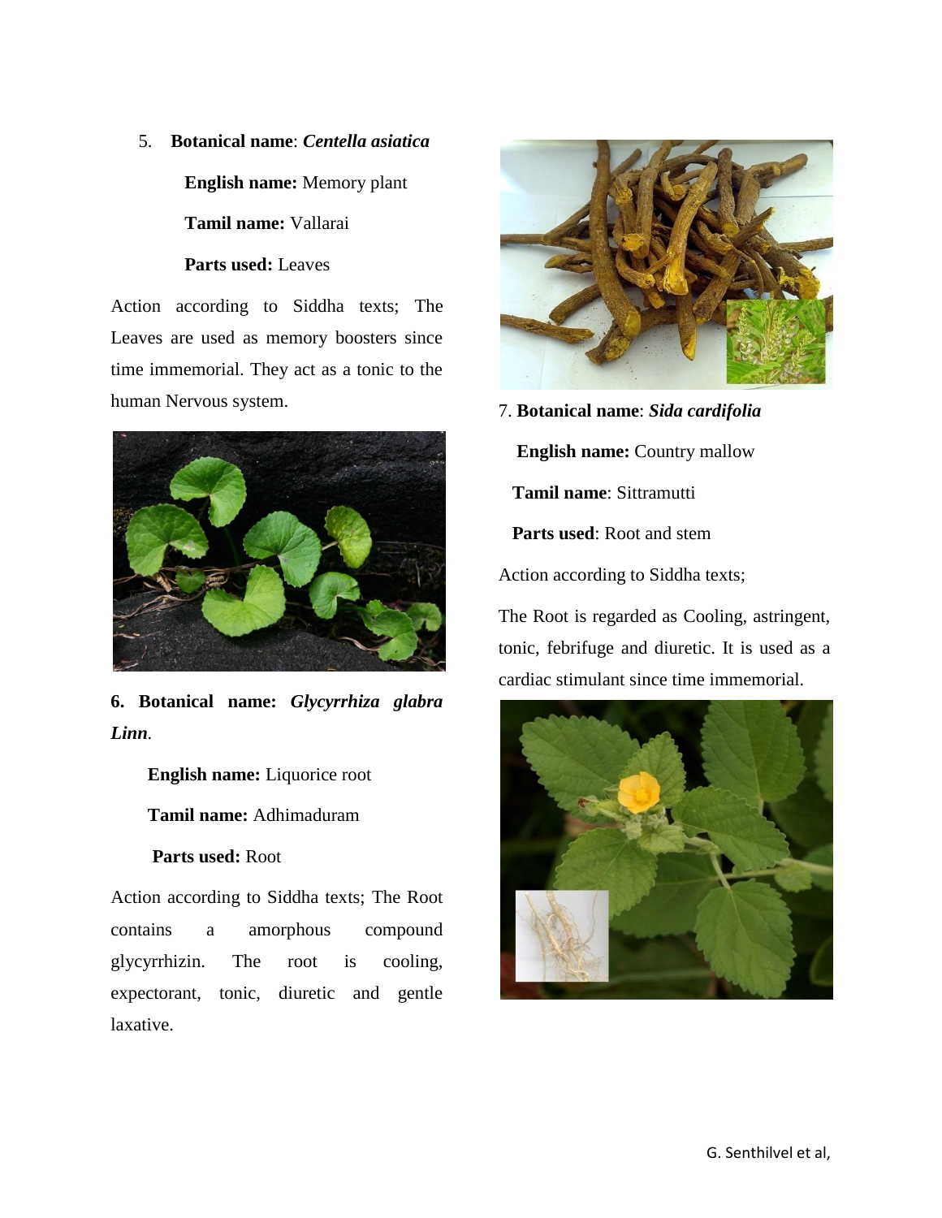5. **Botanical name**: ***Centella asiatica***

   **English name:** Memory plant

   **Tamil name:** Vallarai

   **Parts used:** Leaves

Action according to Siddha texts; The Leaves are used as memory boosters since time immemorial. They act as a tonic to the human Nervous system.

6. **Botanical name: *Glycyrrhiza glabra Linn*.**

   **English name:** Liquorice root

   **Tamil name:** Adhimaduram

   **Parts used:** Root

Action according to Siddha texts; The Root contains a amorphous compound glycyrrhizin. The root is cooling, expectorant, tonic, diuretic and gentle laxative.

7. **Botanical name**: ***Sida cardifolia***

   **English name:** Country mallow

   **Tamil name**: Sittramutti

   **Parts used**: Root and stem

Action according to Siddha texts;

The Root is regarded as Cooling, astringent, tonic, febrifuge and diuretic. It is used as a cardiac stimulant since time immemorial.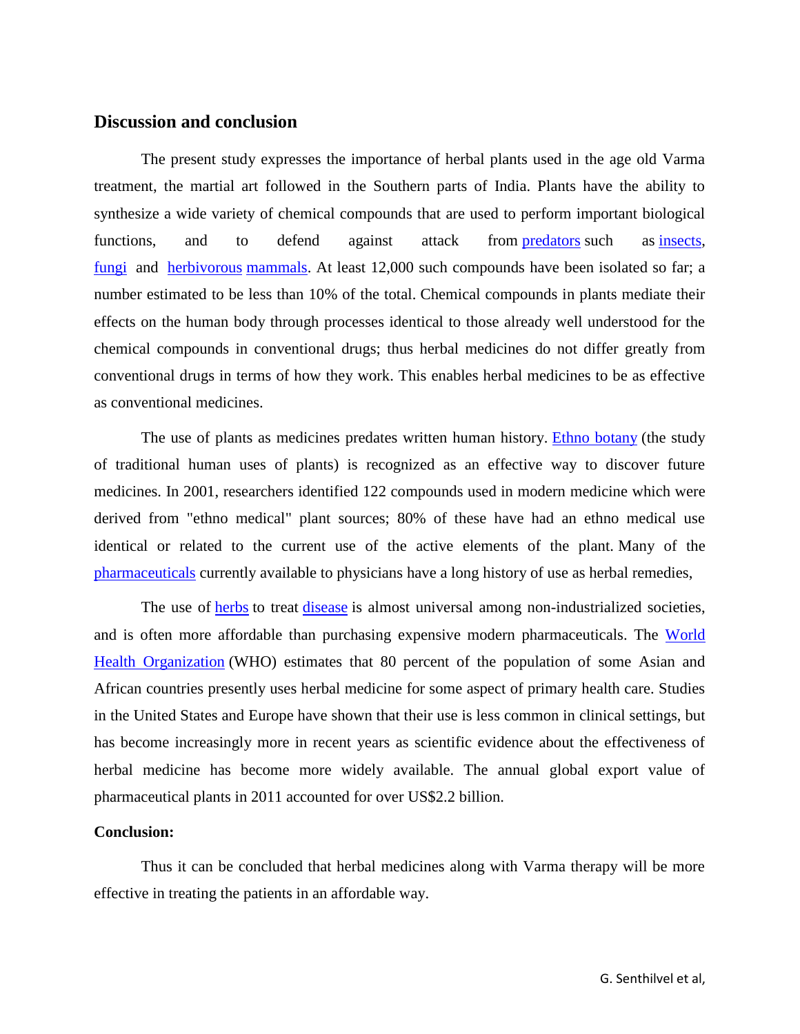## Discussion and conclusion

The present study expresses the importance of herbal plants used in the age old Varma treatment, the martial art followed in the Southern parts of India. Plants have the ability to synthesize a wide variety of chemical compounds that are used to perform important biological functions, and to defend against attack from predators such as insects, fungi and herbivorous mammals. At least 12,000 such compounds have been isolated so far; a number estimated to be less than 10% of the total. Chemical compounds in plants mediate their effects on the human body through processes identical to those already well understood for the chemical compounds in conventional drugs; thus herbal medicines do not differ greatly from conventional drugs in terms of how they work. This enables herbal medicines to be as effective as conventional medicines.

The use of plants as medicines predates written human history. Ethno botany (the study of traditional human uses of plants) is recognized as an effective way to discover future medicines. In 2001, researchers identified 122 compounds used in modern medicine which were derived from "ethno medical" plant sources; 80% of these have had an ethno medical use identical or related to the current use of the active elements of the plant. Many of the pharmaceuticals currently available to physicians have a long history of use as herbal remedies,

The use of herbs to treat disease is almost universal among non-industrialized societies, and is often more affordable than purchasing expensive modern pharmaceuticals. The World Health Organization (WHO) estimates that 80 percent of the population of some Asian and African countries presently uses herbal medicine for some aspect of primary health care. Studies in the United States and Europe have shown that their use is less common in clinical settings, but has become increasingly more in recent years as scientific evidence about the effectiveness of herbal medicine has become more widely available. The annual global export value of pharmaceutical plants in 2011 accounted for over US$2.2 billion.

**Conclusion:**

Thus it can be concluded that herbal medicines along with Varma therapy will be more effective in treating the patients in an affordable way.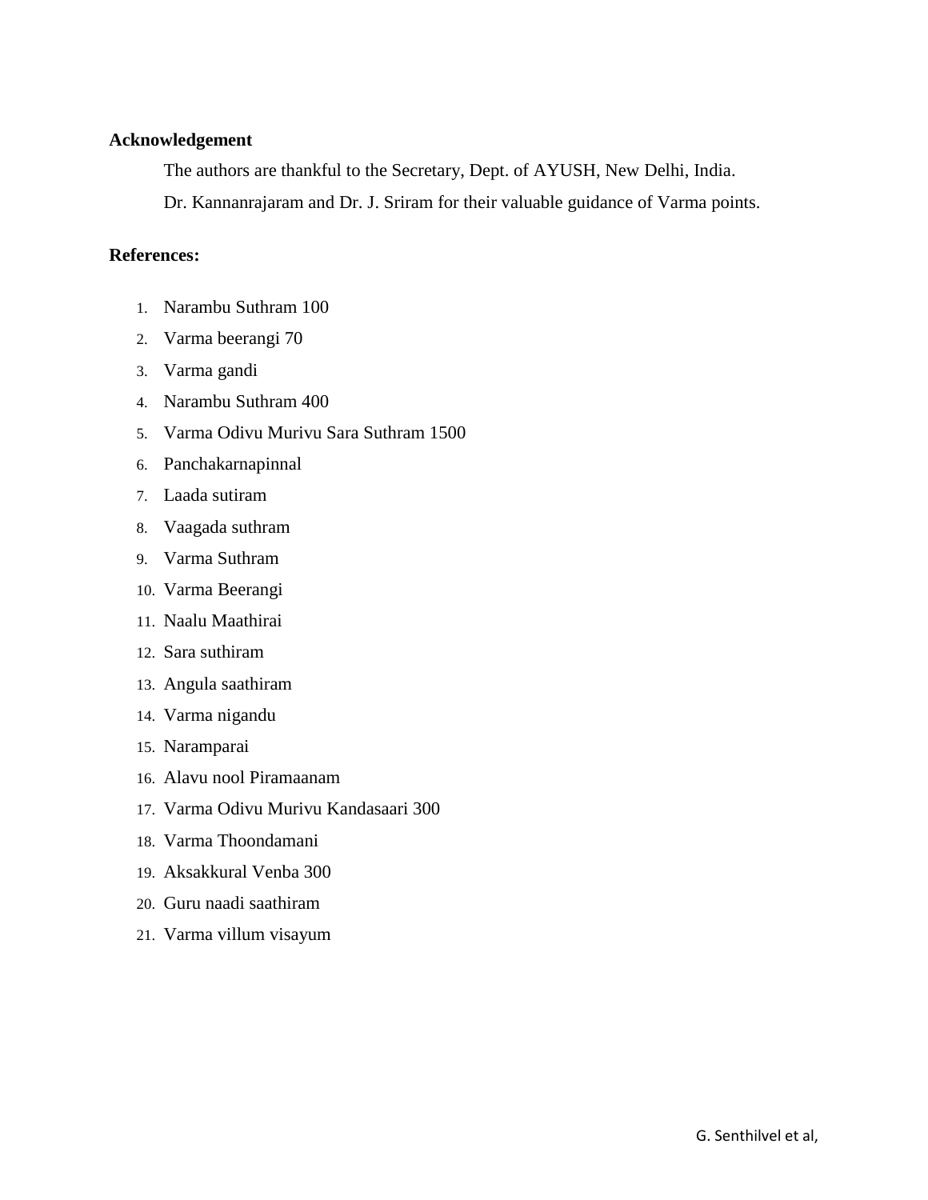**Acknowledgement**

The authors are thankful to the Secretary, Dept. of AYUSH, New Delhi, India.

Dr. Kannanrajaram and Dr. J. Sriram for their valuable guidance of Varma points.

**References:**

1. Narambu Suthram 100
2. Varma beerangi 70
3. Varma gandi
4. Narambu Suthram 400
5. Varma Odivu Murivu Sara Suthram 1500
6. Panchakarnapinnal
7. Laada sutiram
8. Vaagada suthram
9. Varma Suthram
10. Varma Beerangi
11. Naalu Maathirai
12. Sara suthiram
13. Angula saathiram
14. Varma nigandu
15. Naramparai
16. Alavu nool Piramaanam
17. Varma Odivu Murivu Kandasaari 300
18. Varma Thoondamani
19. Aksakkural Venba 300
20. Guru naadi saathiram
21. Varma villum visayum